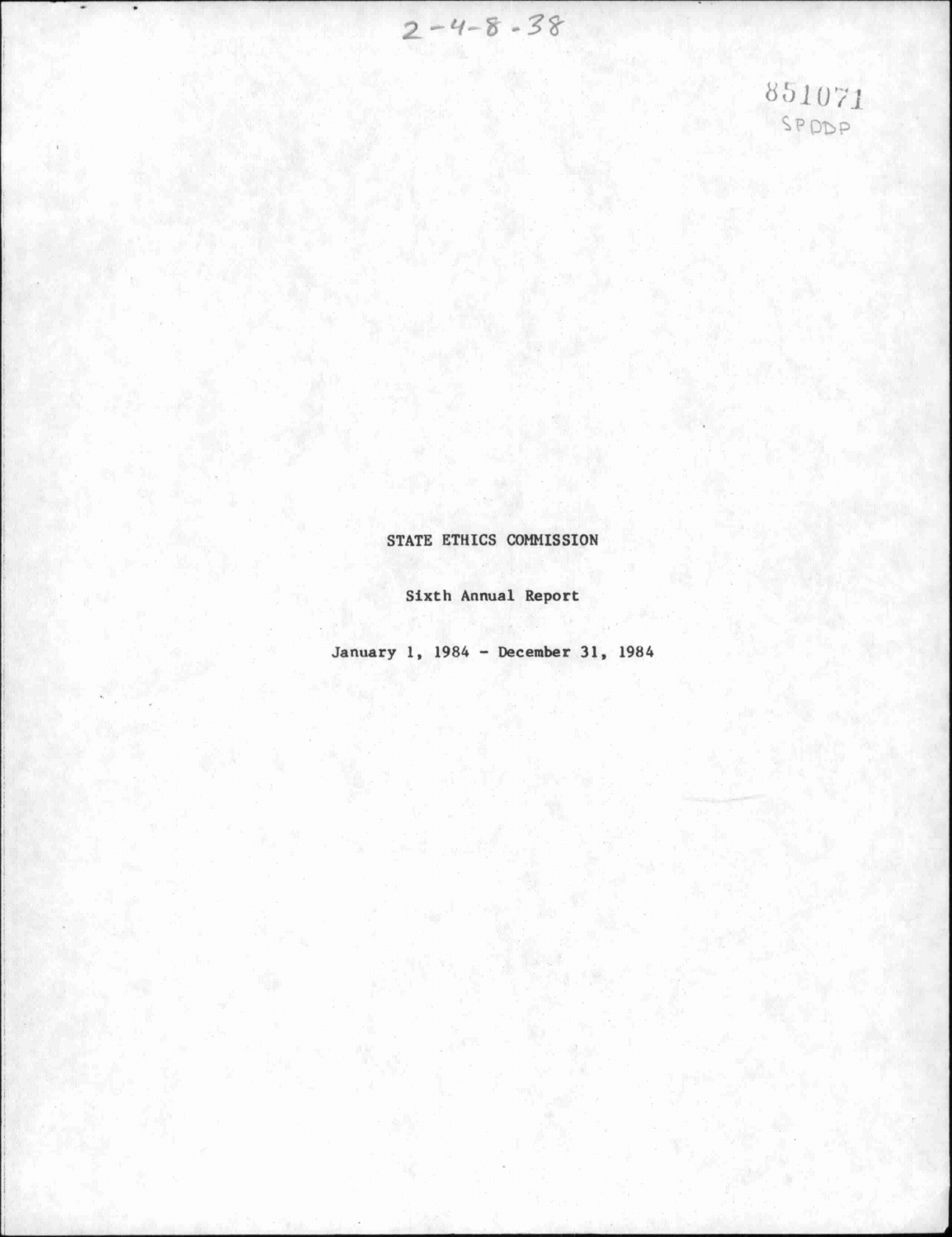2-4-8-38

851071
SPDDP

# STATE ETHICS COMMISSION

## Sixth Annual Report

January 1, 1984 - December 31, 1984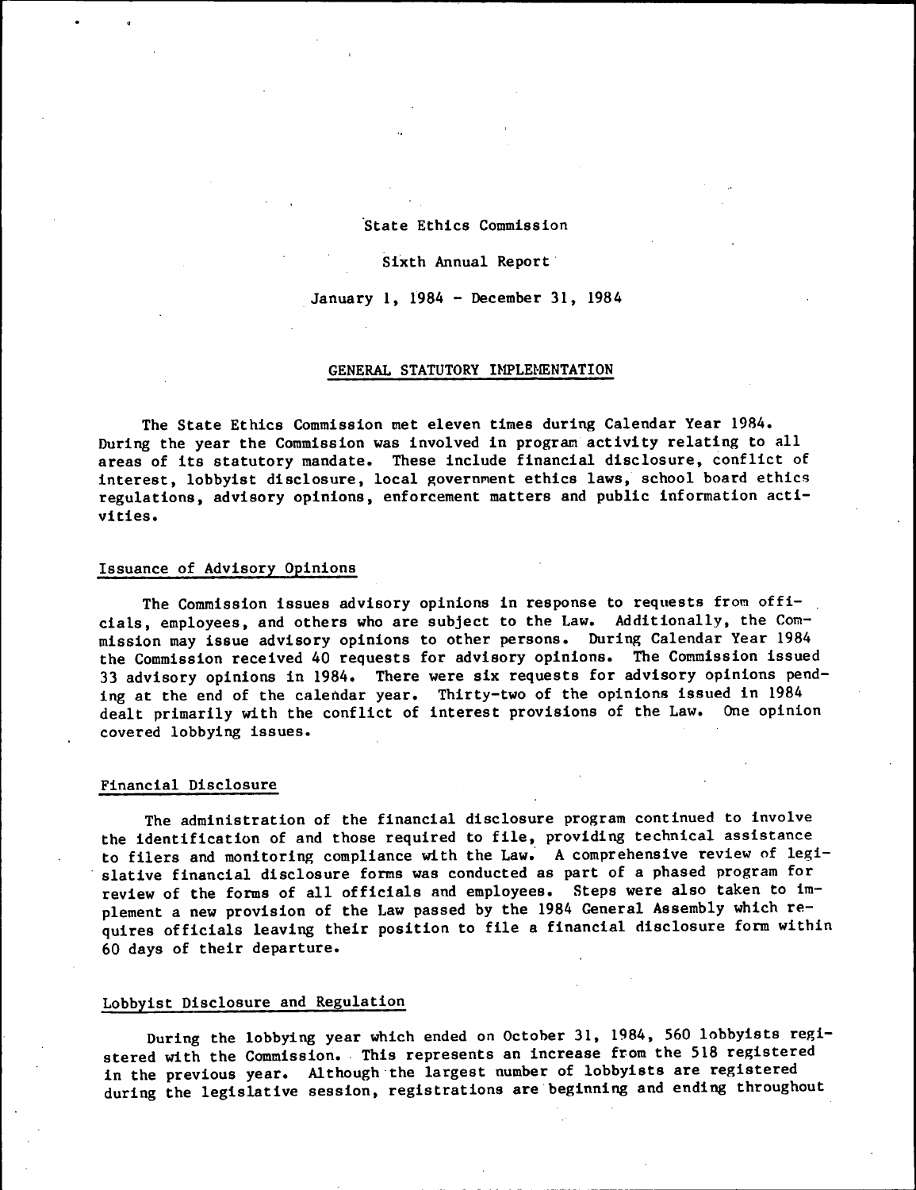State Ethics Commission

Sixth Annual Report

January 1, 1984 - December 31, 1984

## GENERAL STATUTORY IMPLEMENTATION

The State Ethics Commission met eleven times during Calendar Year 1984. During the year the Commission was involved in program activity relating to all areas of its statutory mandate. These include financial disclosure, conflict of interest, lobbyist disclosure, local government ethics laws, school board ethics regulations, advisory opinions, enforcement matters and public information activities.

### Issuance of Advisory Opinions

The Commission issues advisory opinions in response to requests from officials, employees, and others who are subject to the Law. Additionally, the Commission may issue advisory opinions to other persons. During Calendar Year 1984 the Commission received 40 requests for advisory opinions. The Commission issued 33 advisory opinions in 1984. There were six requests for advisory opinions pending at the end of the calendar year. Thirty-two of the opinions issued in 1984 dealt primarily with the conflict of interest provisions of the Law. One opinion covered lobbying issues.

### Financial Disclosure

The administration of the financial disclosure program continued to involve the identification of and those required to file, providing technical assistance to filers and monitoring compliance with the Law. A comprehensive review of legislative financial disclosure forms was conducted as part of a phased program for review of the forms of all officials and employees. Steps were also taken to implement a new provision of the Law passed by the 1984 General Assembly which requires officials leaving their position to file a financial disclosure form within 60 days of their departure.

### Lobbyist Disclosure and Regulation

During the lobbying year which ended on October 31, 1984, 560 lobbyists registered with the Commission. This represents an increase from the 518 registered in the previous year. Although the largest number of lobbyists are registered during the legislative session, registrations are beginning and ending throughout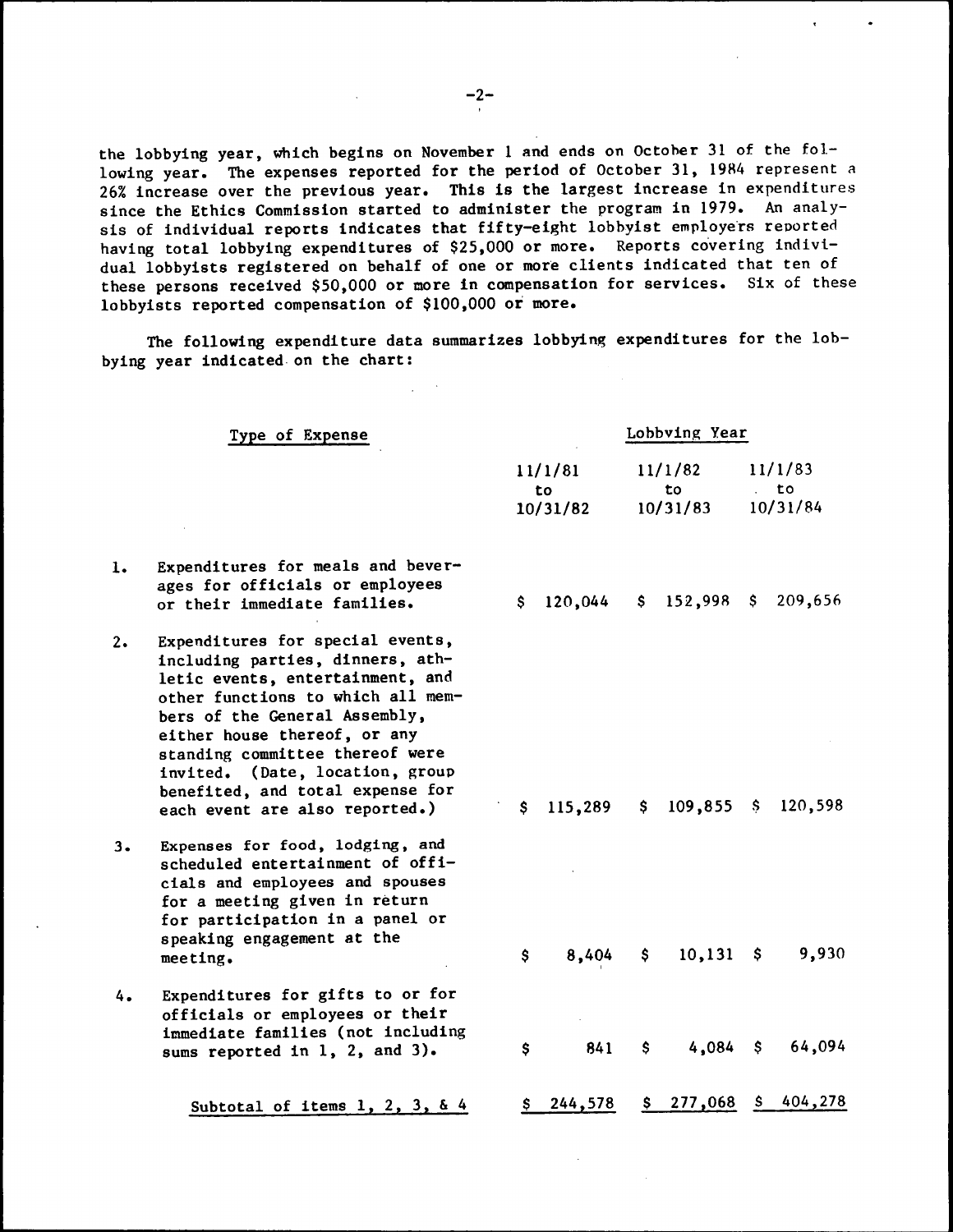the lobbying year, which begins on November 1 and ends on October 31 of the following year. The expenses reported for the period of October 31, 1984 represent a 26% increase over the previous year. This is the largest increase in expenditures since the Ethics Commission started to administer the program in 1979. An analysis of individual reports indicates that fifty-eight lobbyist employers reported having total lobbying expenditures of $25,000 or more. Reports covering individual lobbyists registered on behalf of one or more clients indicated that ten of these persons received $50,000 or more in compensation for services. Six of these lobbyists reported compensation of $100,000 or more.

The following expenditure data summarizes lobbying expenditures for the lobbying year indicated on the chart:

| | Type of Expense | Lobbying Year | | |
|---|---|---|---|---|
| | | 11/1/81 to 10/31/82 | 11/1/82 to 10/31/83 | 11/1/83 to 10/31/84 |
| 1. | Expenditures for meals and beverages for officials or employees or their immediate families. | $ 120,044 | $ 152,998 | $ 209,656 |
| 2. | Expenditures for special events, including parties, dinners, athletic events, entertainment, and other functions to which all members of the General Assembly, either house thereof, or any standing committee thereof were invited. (Date, location, group benefited, and total expense for each event are also reported.) | $ 115,289 | $ 109,855 | $ 120,598 |
| 3. | Expenses for food, lodging, and scheduled entertainment of officials and employees and spouses for a meeting given in return for participation in a panel or speaking engagement at the meeting. | $ 8,404 | $ 10,131 | $ 9,930 |
| 4. | Expenditures for gifts to or for officials or employees or their immediate families (not including sums reported in 1, 2, and 3). | $ 841 | $ 4,084 | $ 64,094 |
| | Subtotal of items 1, 2, 3, & 4 | $ 244,578 | $ 277,068 | $ 404,278 |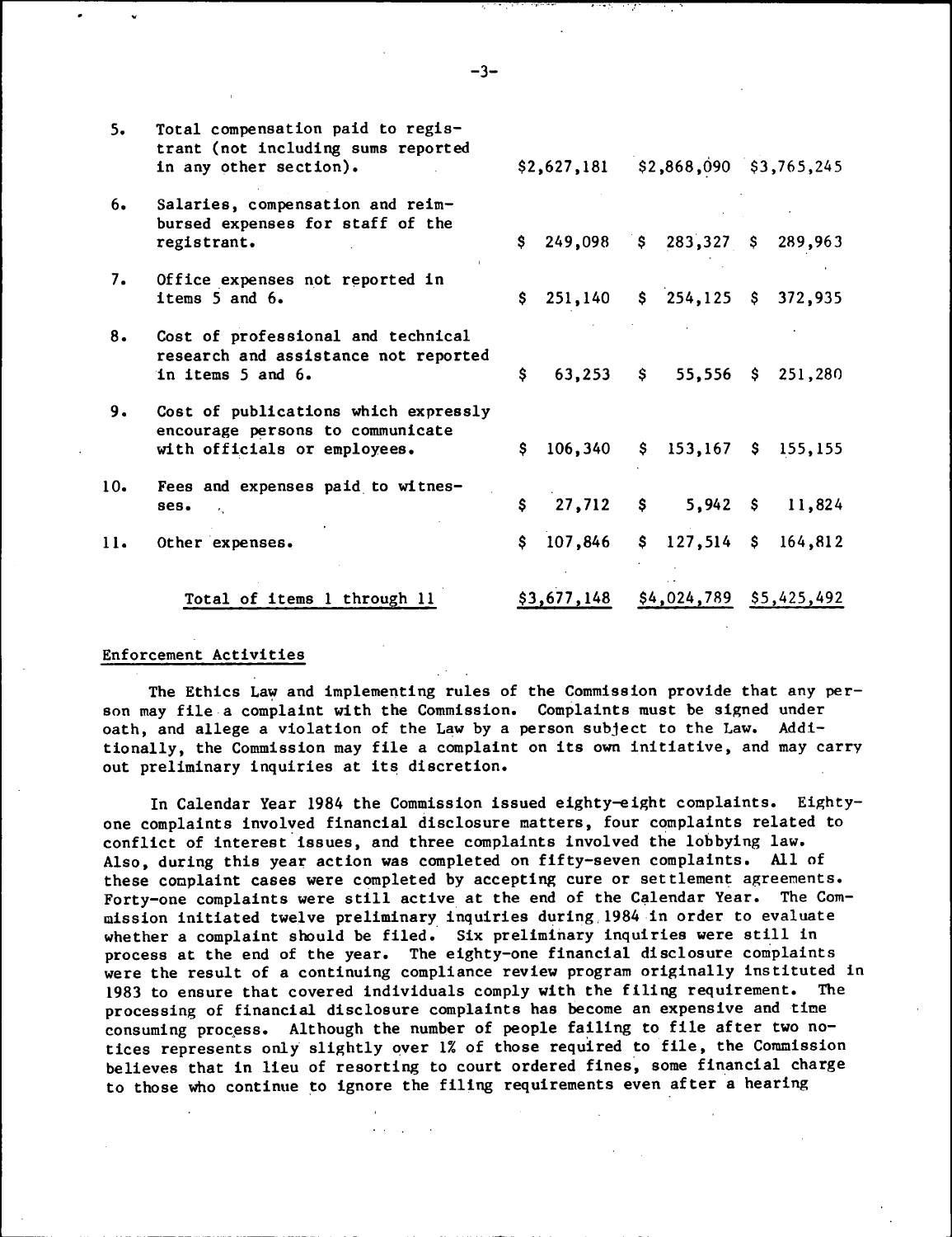| | | | | |
|---|---|---|---|---|
| 5. | Total compensation paid to registrant (not including sums reported in any other section). | $2,627,181 | $2,868,090 | $3,765,245 |
| 6. | Salaries, compensation and reimbursed expenses for staff of the registrant. | $ 249,098 | $ 283,327 | $ 289,963 |
| 7. | Office expenses not reported in items 5 and 6. | $ 251,140 | $ 254,125 | $ 372,935 |
| 8. | Cost of professional and technical research and assistance not reported in items 5 and 6. | $ 63,253 | $ 55,556 | $ 251,280 |
| 9. | Cost of publications which expressly encourage persons to communicate with officials or employees. | $ 106,340 | $ 153,167 | $ 155,155 |
| 10. | Fees and expenses paid to witnesses. | $ 27,712 | $ 5,942 | $ 11,824 |
| 11. | Other expenses. | $ 107,846 | $ 127,514 | $ 164,812 |
| | Total of items 1 through 11 | $3,677,148 | $4,024,789 | $5,425,492 |

## Enforcement Activities

The Ethics Law and implementing rules of the Commission provide that any person may file a complaint with the Commission. Complaints must be signed under oath, and allege a violation of the Law by a person subject to the Law. Additionally, the Commission may file a complaint on its own initiative, and may carry out preliminary inquiries at its discretion.

In Calendar Year 1984 the Commission issued eighty-eight complaints. Eighty-one complaints involved financial disclosure matters, four complaints related to conflict of interest issues, and three complaints involved the lobbying law. Also, during this year action was completed on fifty-seven complaints. All of these complaint cases were completed by accepting cure or settlement agreements. Forty-one complaints were still active at the end of the Calendar Year. The Commission initiated twelve preliminary inquiries during 1984 in order to evaluate whether a complaint should be filed. Six preliminary inquiries were still in process at the end of the year. The eighty-one financial disclosure complaints were the result of a continuing compliance review program originally instituted in 1983 to ensure that covered individuals comply with the filing requirement. The processing of financial disclosure complaints has become an expensive and time consuming process. Although the number of people failing to file after two notices represents only slightly over 1% of those required to file, the Commission believes that in lieu of resorting to court ordered fines, some financial charge to those who continue to ignore the filing requirements even after a hearing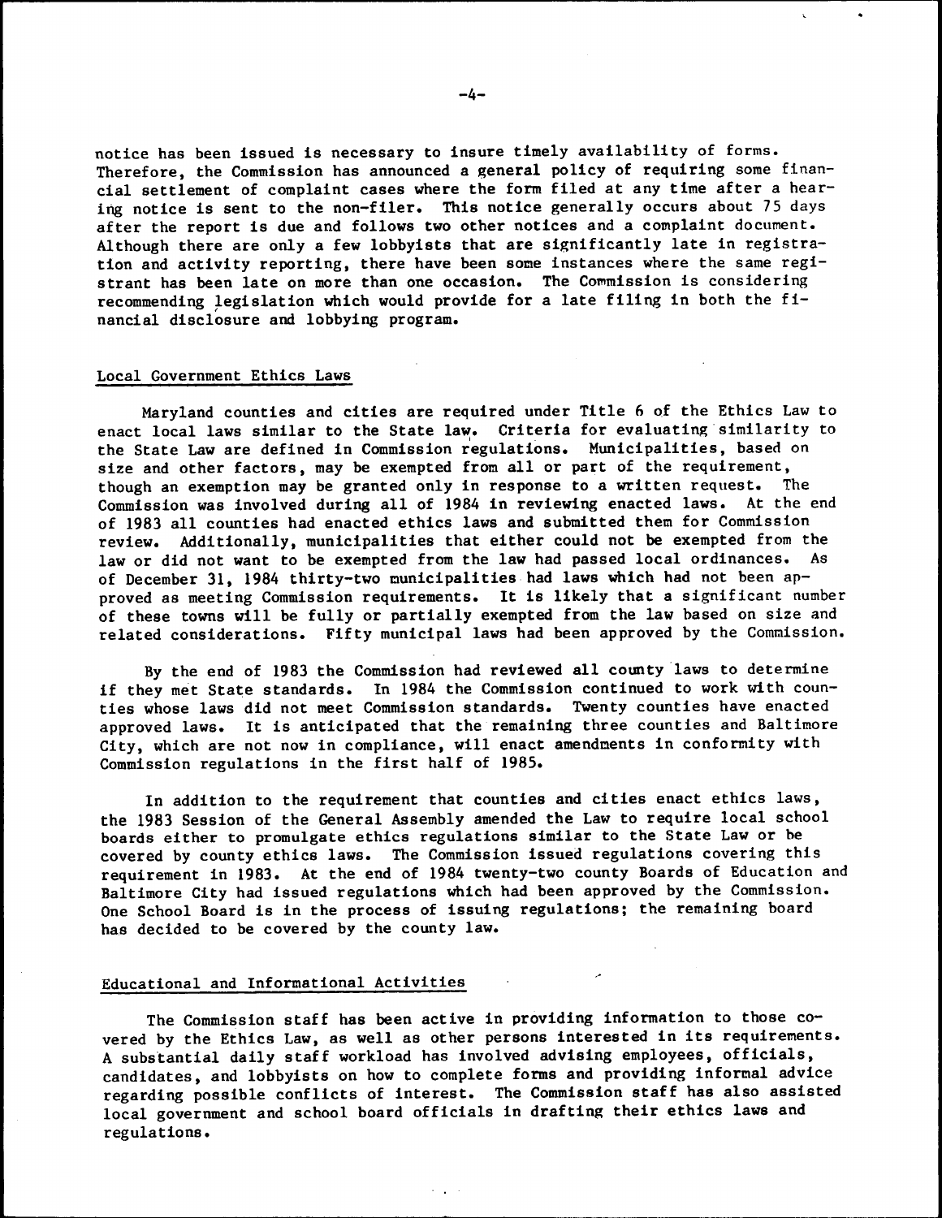notice has been issued is necessary to insure timely availability of forms. Therefore, the Commission has announced a general policy of requiring some financial settlement of complaint cases where the form filed at any time after a hearing notice is sent to the non-filer. This notice generally occurs about 75 days after the report is due and follows two other notices and a complaint document. Although there are only a few lobbyists that are significantly late in registration and activity reporting, there have been some instances where the same registrant has been late on more than one occasion. The Commission is considering recommending legislation which would provide for a late filing in both the financial disclosure and lobbying program.

## Local Government Ethics Laws

Maryland counties and cities are required under Title 6 of the Ethics Law to enact local laws similar to the State law. Criteria for evaluating similarity to the State Law are defined in Commission regulations. Municipalities, based on size and other factors, may be exempted from all or part of the requirement, though an exemption may be granted only in response to a written request. The Commission was involved during all of 1984 in reviewing enacted laws. At the end of 1983 all counties had enacted ethics laws and submitted them for Commission review. Additionally, municipalities that either could not be exempted from the law or did not want to be exempted from the law had passed local ordinances. As of December 31, 1984 thirty-two municipalities had laws which had not been approved as meeting Commission requirements. It is likely that a significant number of these towns will be fully or partially exempted from the law based on size and related considerations. Fifty municipal laws had been approved by the Commission.

By the end of 1983 the Commission had reviewed all county laws to determine if they met State standards. In 1984 the Commission continued to work with counties whose laws did not meet Commission standards. Twenty counties have enacted approved laws. It is anticipated that the remaining three counties and Baltimore City, which are not now in compliance, will enact amendments in conformity with Commission regulations in the first half of 1985.

In addition to the requirement that counties and cities enact ethics laws, the 1983 Session of the General Assembly amended the Law to require local school boards either to promulgate ethics regulations similar to the State Law or be covered by county ethics laws. The Commission issued regulations covering this requirement in 1983. At the end of 1984 twenty-two county Boards of Education and Baltimore City had issued regulations which had been approved by the Commission. One School Board is in the process of issuing regulations; the remaining board has decided to be covered by the county law.

## Educational and Informational Activities

The Commission staff has been active in providing information to those covered by the Ethics Law, as well as other persons interested in its requirements. A substantial daily staff workload has involved advising employees, officials, candidates, and lobbyists on how to complete forms and providing informal advice regarding possible conflicts of interest. The Commission staff has also assisted local government and school board officials in drafting their ethics laws and regulations.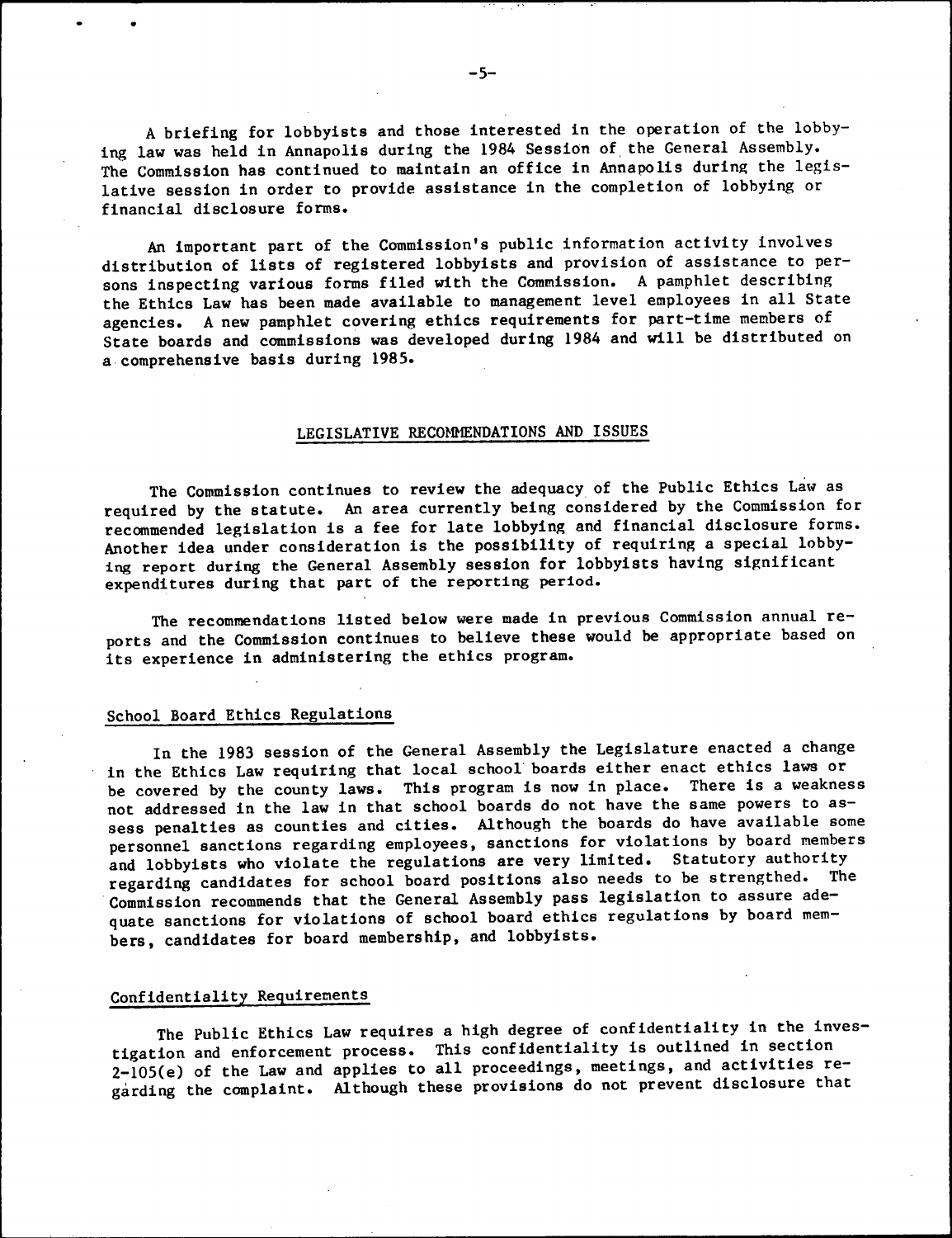A briefing for lobbyists and those interested in the operation of the lobbying law was held in Annapolis during the 1984 Session of the General Assembly. The Commission has continued to maintain an office in Annapolis during the legislative session in order to provide assistance in the completion of lobbying or financial disclosure forms.

An important part of the Commission's public information activity involves distribution of lists of registered lobbyists and provision of assistance to persons inspecting various forms filed with the Commission. A pamphlet describing the Ethics Law has been made available to management level employees in all State agencies. A new pamphlet covering ethics requirements for part-time members of State boards and commissions was developed during 1984 and will be distributed on a comprehensive basis during 1985.

## LEGISLATIVE RECOMMENDATIONS AND ISSUES

The Commission continues to review the adequacy of the Public Ethics Law as required by the statute. An area currently being considered by the Commission for recommended legislation is a fee for late lobbying and financial disclosure forms. Another idea under consideration is the possibility of requiring a special lobbying report during the General Assembly session for lobbyists having significant expenditures during that part of the reporting period.

The recommendations listed below were made in previous Commission annual reports and the Commission continues to believe these would be appropriate based on its experience in administering the ethics program.

### School Board Ethics Regulations

In the 1983 session of the General Assembly the Legislature enacted a change in the Ethics Law requiring that local school boards either enact ethics laws or be covered by the county laws. This program is now in place. There is a weakness not addressed in the law in that school boards do not have the same powers to assess penalties as counties and cities. Although the boards do have available some personnel sanctions regarding employees, sanctions for violations by board members and lobbyists who violate the regulations are very limited. Statutory authority regarding candidates for school board positions also needs to be strengthed. The Commission recommends that the General Assembly pass legislation to assure adequate sanctions for violations of school board ethics regulations by board members, candidates for board membership, and lobbyists.

### Confidentiality Requirements

The Public Ethics Law requires a high degree of confidentiality in the investigation and enforcement process. This confidentiality is outlined in section 2-105(e) of the Law and applies to all proceedings, meetings, and activities regarding the complaint. Although these provisions do not prevent disclosure that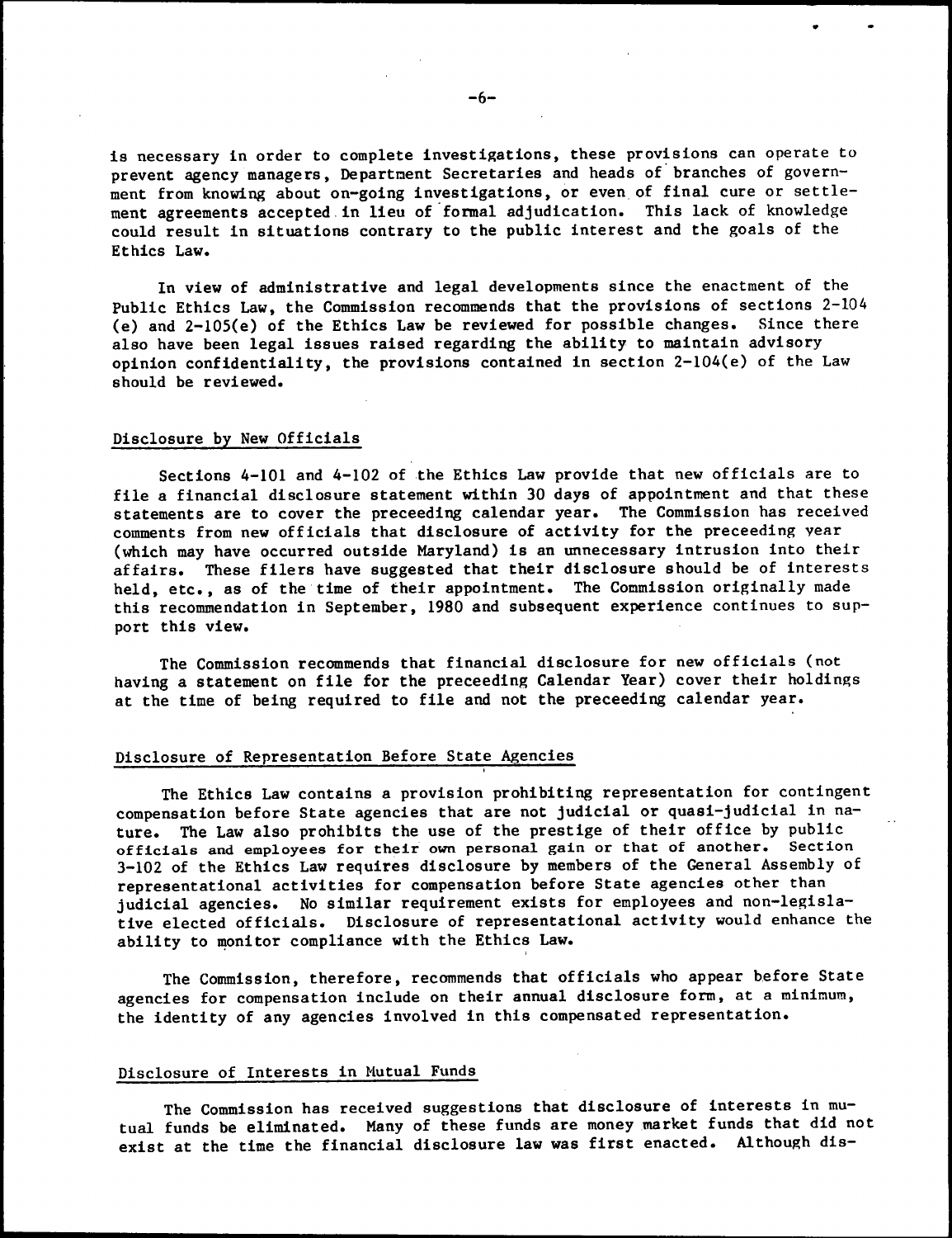is necessary in order to complete investigations, these provisions can operate to prevent agency managers, Department Secretaries and heads of branches of government from knowing about on-going investigations, or even of final cure or settlement agreements accepted in lieu of formal adjudication. This lack of knowledge could result in situations contrary to the public interest and the goals of the Ethics Law.

In view of administrative and legal developments since the enactment of the Public Ethics Law, the Commission recommends that the provisions of sections 2-104 (e) and 2-105(e) of the Ethics Law be reviewed for possible changes. Since there also have been legal issues raised regarding the ability to maintain advisory opinion confidentiality, the provisions contained in section 2-104(e) of the Law should be reviewed.

## Disclosure by New Officials

Sections 4-101 and 4-102 of the Ethics Law provide that new officials are to file a financial disclosure statement within 30 days of appointment and that these statements are to cover the preceeding calendar year. The Commission has received comments from new officials that disclosure of activity for the preceeding year (which may have occurred outside Maryland) is an unnecessary intrusion into their affairs. These filers have suggested that their disclosure should be of interests held, etc., as of the time of their appointment. The Commission originally made this recommendation in September, 1980 and subsequent experience continues to support this view.

The Commission recommends that financial disclosure for new officials (not having a statement on file for the preceeding Calendar Year) cover their holdings at the time of being required to file and not the preceeding calendar year.

## Disclosure of Representation Before State Agencies

The Ethics Law contains a provision prohibiting representation for contingent compensation before State agencies that are not judicial or quasi-judicial in nature. The Law also prohibits the use of the prestige of their office by public officials and employees for their own personal gain or that of another. Section 3-102 of the Ethics Law requires disclosure by members of the General Assembly of representational activities for compensation before State agencies other than judicial agencies. No similar requirement exists for employees and non-legislative elected officials. Disclosure of representational activity would enhance the ability to monitor compliance with the Ethics Law.

The Commission, therefore, recommends that officials who appear before State agencies for compensation include on their annual disclosure form, at a minimum, the identity of any agencies involved in this compensated representation.

## Disclosure of Interests in Mutual Funds

The Commission has received suggestions that disclosure of interests in mutual funds be eliminated. Many of these funds are money market funds that did not exist at the time the financial disclosure law was first enacted. Although dis-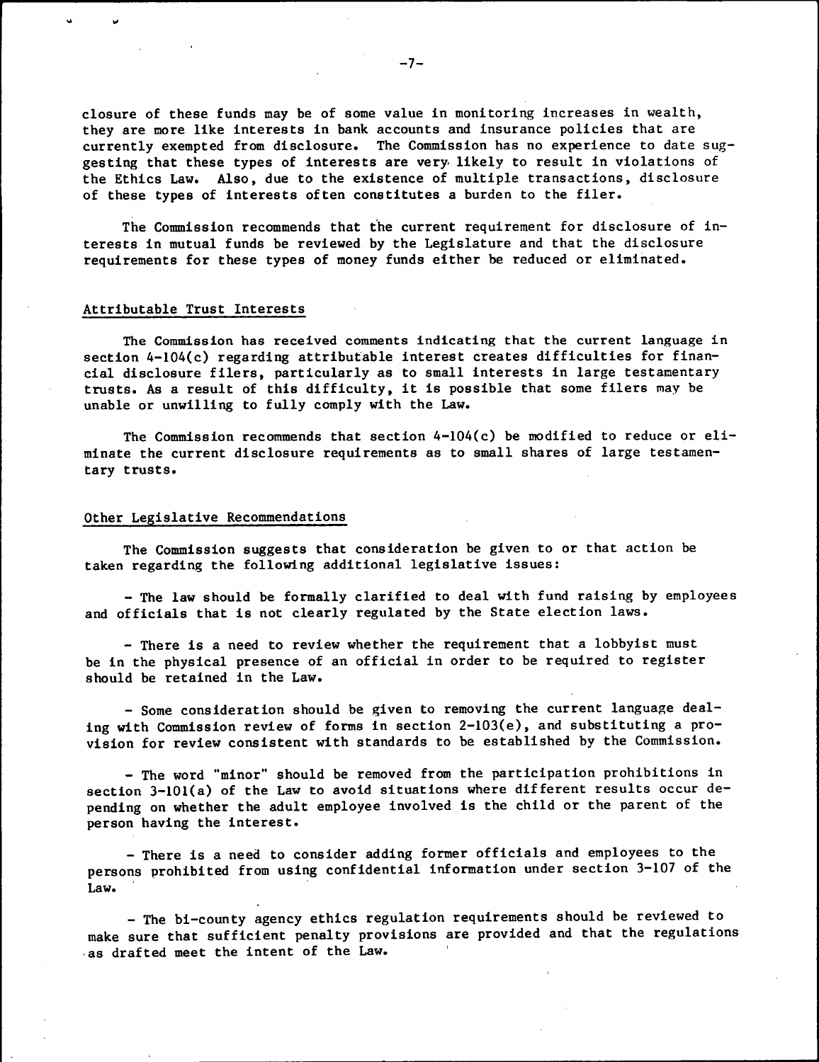closure of these funds may be of some value in monitoring increases in wealth, they are more like interests in bank accounts and insurance policies that are currently exempted from disclosure. The Commission has no experience to date suggesting that these types of interests are very likely to result in violations of the Ethics Law. Also, due to the existence of multiple transactions, disclosure of these types of interests often constitutes a burden to the filer.

The Commission recommends that the current requirement for disclosure of interests in mutual funds be reviewed by the Legislature and that the disclosure requirements for these types of money funds either be reduced or eliminated.

## Attributable Trust Interests

The Commission has received comments indicating that the current language in section 4-104(c) regarding attributable interest creates difficulties for financial disclosure filers, particularly as to small interests in large testamentary trusts. As a result of this difficulty, it is possible that some filers may be unable or unwilling to fully comply with the Law.

The Commission recommends that section 4-104(c) be modified to reduce or eliminate the current disclosure requirements as to small shares of large testamentary trusts.

## Other Legislative Recommendations

The Commission suggests that consideration be given to or that action be taken regarding the following additional legislative issues:

- The law should be formally clarified to deal with fund raising by employees and officials that is not clearly regulated by the State election laws.

- There is a need to review whether the requirement that a lobbyist must be in the physical presence of an official in order to be required to register should be retained in the Law.

- Some consideration should be given to removing the current language dealing with Commission review of forms in section 2-103(e), and substituting a provision for review consistent with standards to be established by the Commission.

- The word "minor" should be removed from the participation prohibitions in section 3-101(a) of the Law to avoid situations where different results occur depending on whether the adult employee involved is the child or the parent of the person having the interest.

- There is a need to consider adding former officials and employees to the persons prohibited from using confidential information under section 3-107 of the Law.

- The bi-county agency ethics regulation requirements should be reviewed to make sure that sufficient penalty provisions are provided and that the regulations as drafted meet the intent of the Law.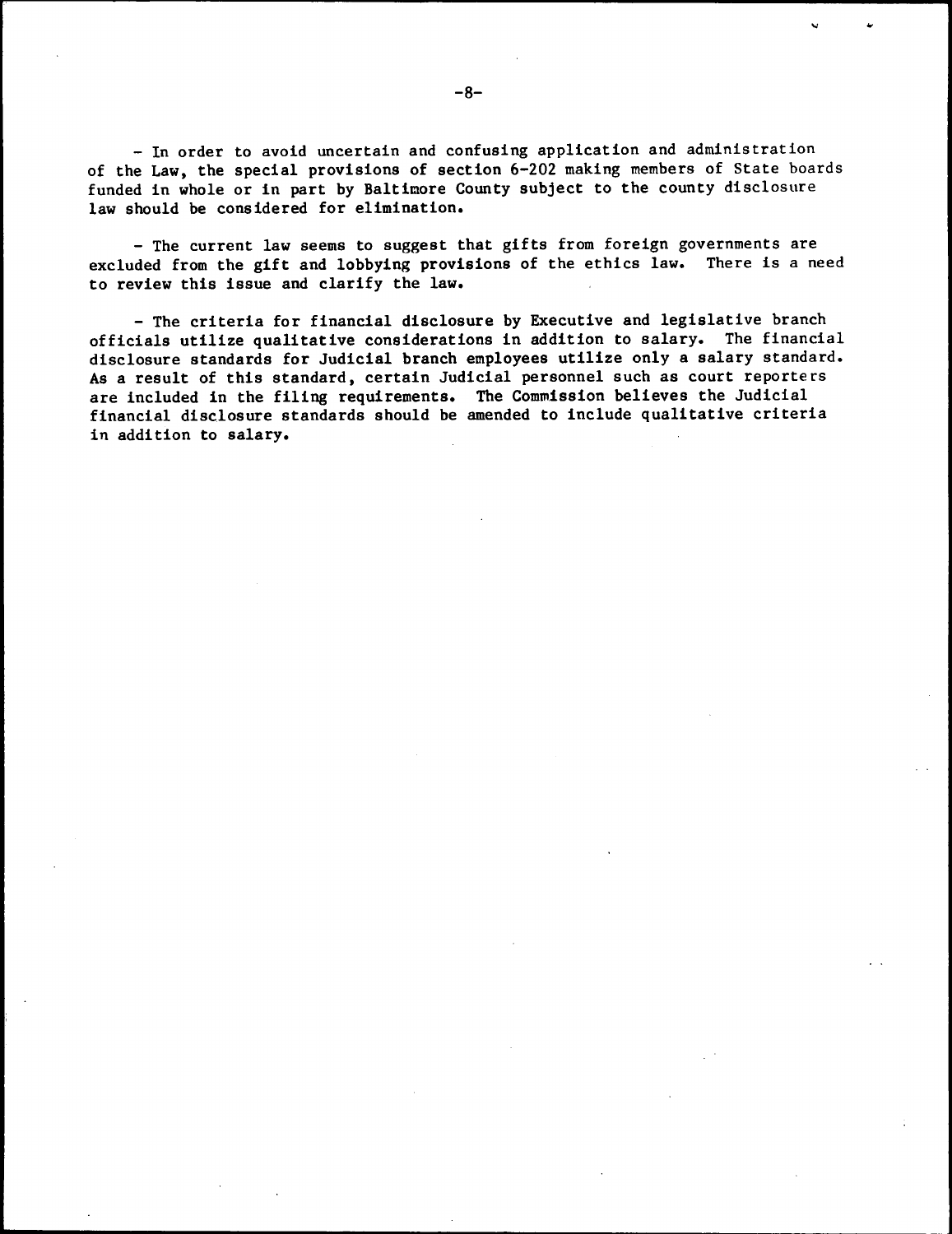- In order to avoid uncertain and confusing application and administration of the Law, the special provisions of section 6-202 making members of State boards funded in whole or in part by Baltimore County subject to the county disclosure law should be considered for elimination.

- The current law seems to suggest that gifts from foreign governments are excluded from the gift and lobbying provisions of the ethics law. There is a need to review this issue and clarify the law.

- The criteria for financial disclosure by Executive and legislative branch officials utilize qualitative considerations in addition to salary. The financial disclosure standards for Judicial branch employees utilize only a salary standard. As a result of this standard, certain Judicial personnel such as court reporters are included in the filing requirements. The Commission believes the Judicial financial disclosure standards should be amended to include qualitative criteria in addition to salary.